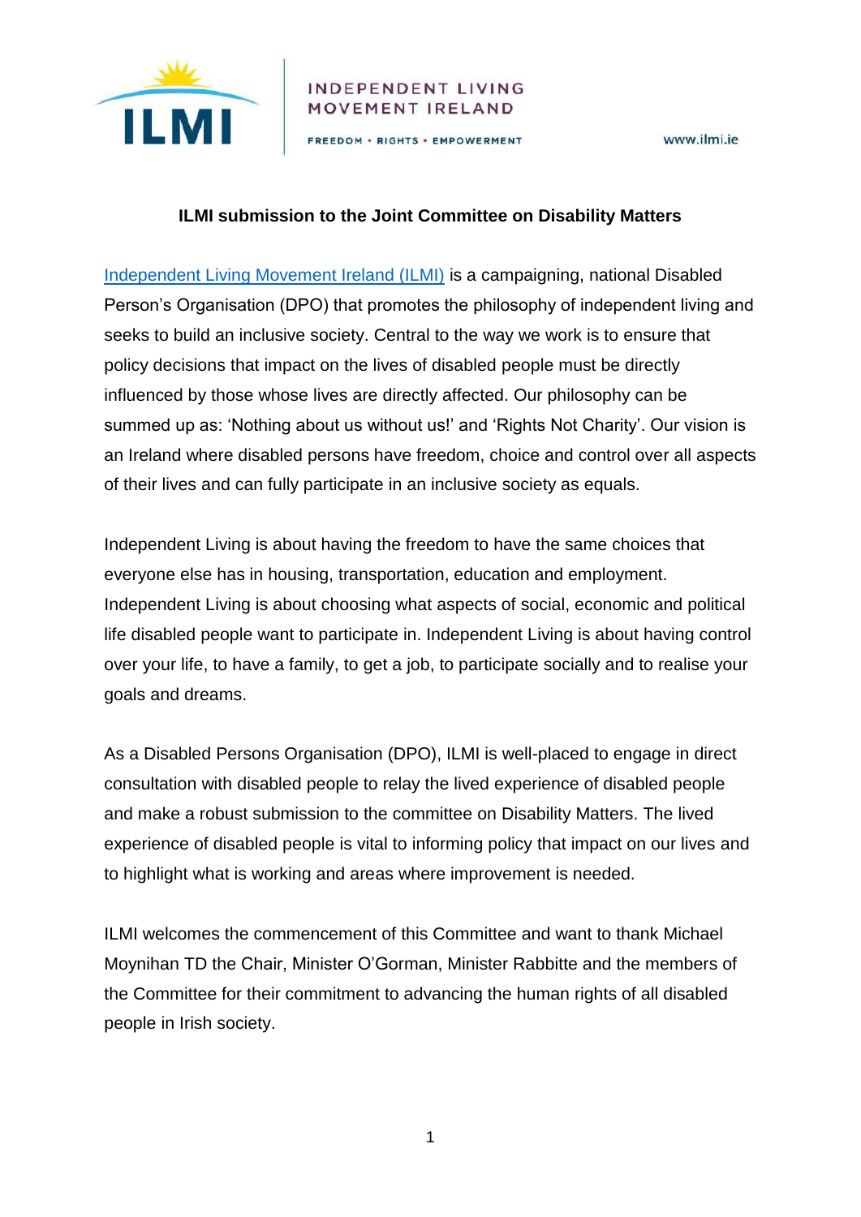INDEPENDENT LIVING MOVEMENT IRELAND

FREEDOM • RIGHTS • EMPOWERMENT

www.ilmi.ie

# ILMI submission to the Joint Committee on Disability Matters

[Independent Living Movement Ireland (ILMI)](http://www.ilmi.ie) is a campaigning, national Disabled Person's Organisation (DPO) that promotes the philosophy of independent living and seeks to build an inclusive society. Central to the way we work is to ensure that policy decisions that impact on the lives of disabled people must be directly influenced by those whose lives are directly affected. Our philosophy can be summed up as: 'Nothing about us without us!' and 'Rights Not Charity'. Our vision is an Ireland where disabled persons have freedom, choice and control over all aspects of their lives and can fully participate in an inclusive society as equals.

Independent Living is about having the freedom to have the same choices that everyone else has in housing, transportation, education and employment. Independent Living is about choosing what aspects of social, economic and political life disabled people want to participate in. Independent Living is about having control over your life, to have a family, to get a job, to participate socially and to realise your goals and dreams.

As a Disabled Persons Organisation (DPO), ILMI is well-placed to engage in direct consultation with disabled people to relay the lived experience of disabled people and make a robust submission to the committee on Disability Matters. The lived experience of disabled people is vital to informing policy that impact on our lives and to highlight what is working and areas where improvement is needed.

ILMI welcomes the commencement of this Committee and want to thank Michael Moynihan TD the Chair, Minister O'Gorman, Minister Rabbitte and the members of the Committee for their commitment to advancing the human rights of all disabled people in Irish society.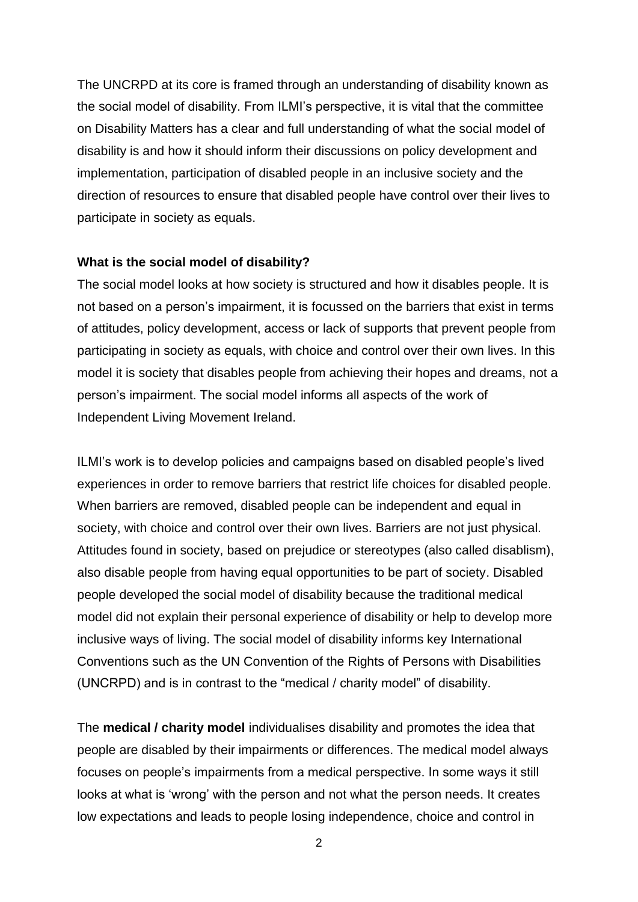The UNCRPD at its core is framed through an understanding of disability known as the social model of disability. From ILMI's perspective, it is vital that the committee on Disability Matters has a clear and full understanding of what the social model of disability is and how it should inform their discussions on policy development and implementation, participation of disabled people in an inclusive society and the direction of resources to ensure that disabled people have control over their lives to participate in society as equals.

**What is the social model of disability?**

The social model looks at how society is structured and how it disables people. It is not based on a person's impairment, it is focussed on the barriers that exist in terms of attitudes, policy development, access or lack of supports that prevent people from participating in society as equals, with choice and control over their own lives. In this model it is society that disables people from achieving their hopes and dreams, not a person's impairment. The social model informs all aspects of the work of Independent Living Movement Ireland.

ILMI's work is to develop policies and campaigns based on disabled people's lived experiences in order to remove barriers that restrict life choices for disabled people. When barriers are removed, disabled people can be independent and equal in society, with choice and control over their own lives. Barriers are not just physical. Attitudes found in society, based on prejudice or stereotypes (also called disablism), also disable people from having equal opportunities to be part of society. Disabled people developed the social model of disability because the traditional medical model did not explain their personal experience of disability or help to develop more inclusive ways of living. The social model of disability informs key International Conventions such as the UN Convention of the Rights of Persons with Disabilities (UNCRPD) and is in contrast to the "medical / charity model" of disability.

The **medical / charity model** individualises disability and promotes the idea that people are disabled by their impairments or differences. The medical model always focuses on people's impairments from a medical perspective. In some ways it still looks at what is 'wrong' with the person and not what the person needs. It creates low expectations and leads to people losing independence, choice and control in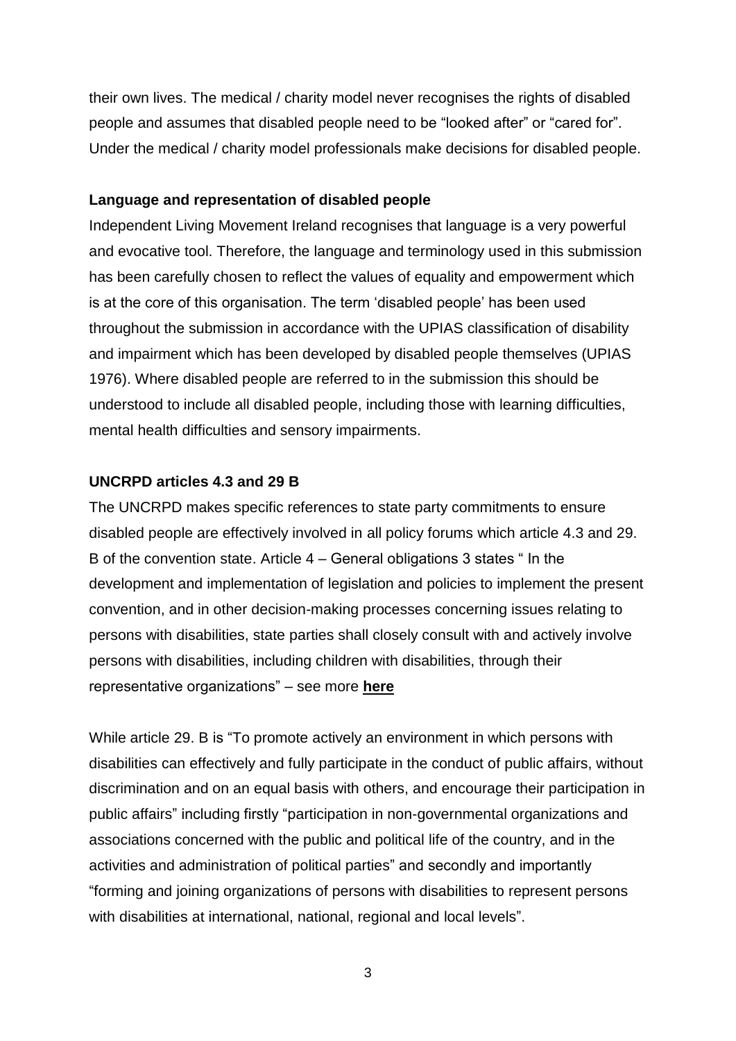their own lives. The medical / charity model never recognises the rights of disabled people and assumes that disabled people need to be "looked after" or "cared for". Under the medical / charity model professionals make decisions for disabled people.

**Language and representation of disabled people**

Independent Living Movement Ireland recognises that language is a very powerful and evocative tool. Therefore, the language and terminology used in this submission has been carefully chosen to reflect the values of equality and empowerment which is at the core of this organisation. The term 'disabled people' has been used throughout the submission in accordance with the UPIAS classification of disability and impairment which has been developed by disabled people themselves (UPIAS 1976). Where disabled people are referred to in the submission this should be understood to include all disabled people, including those with learning difficulties, mental health difficulties and sensory impairments.

**UNCRPD articles 4.3 and 29 B**

The UNCRPD makes specific references to state party commitments to ensure disabled people are effectively involved in all policy forums which article 4.3 and 29. B of the convention state. Article 4 – General obligations 3 states " In the development and implementation of legislation and policies to implement the present convention, and in other decision-making processes concerning issues relating to persons with disabilities, state parties shall closely consult with and actively involve persons with disabilities, including children with disabilities, through their representative organizations" – see more **here**

While article 29. B is "To promote actively an environment in which persons with disabilities can effectively and fully participate in the conduct of public affairs, without discrimination and on an equal basis with others, and encourage their participation in public affairs" including firstly "participation in non-governmental organizations and associations concerned with the public and political life of the country, and in the activities and administration of political parties" and secondly and importantly "forming and joining organizations of persons with disabilities to represent persons with disabilities at international, national, regional and local levels".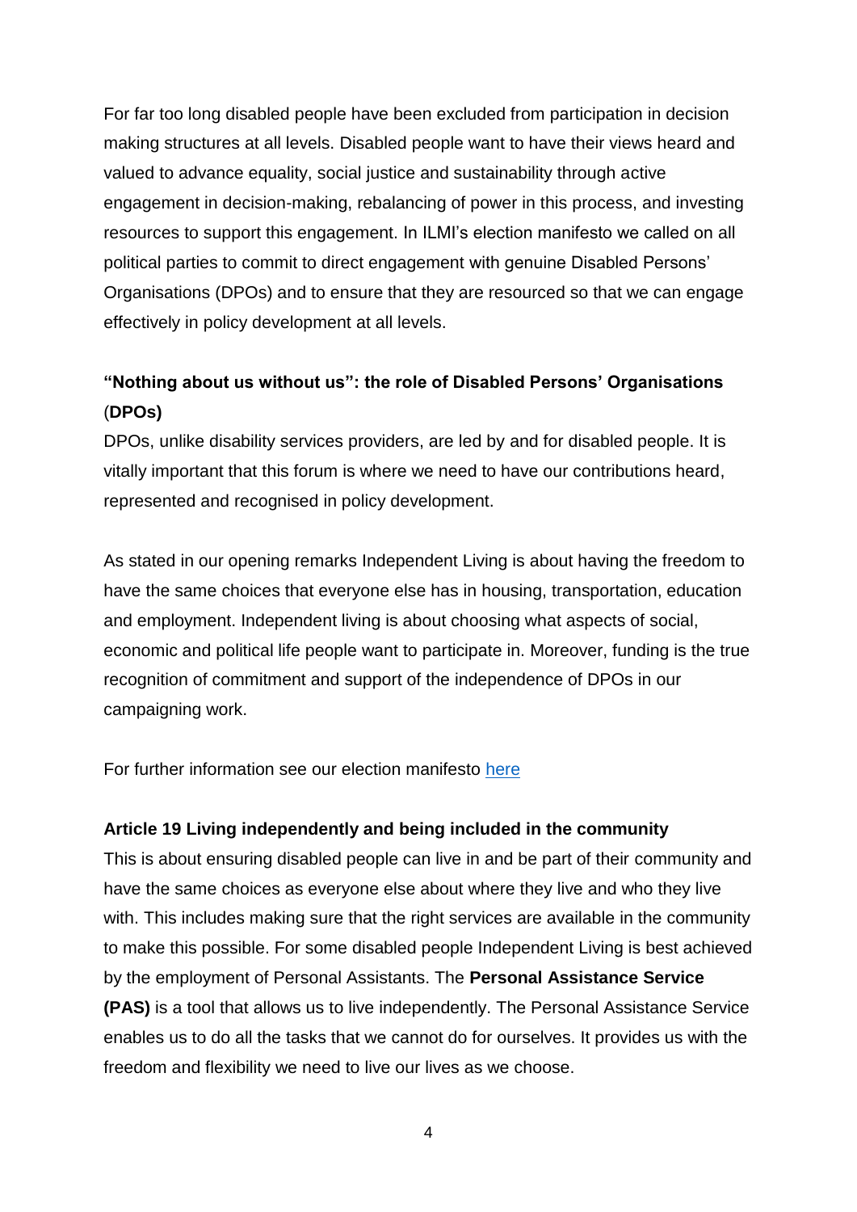For far too long disabled people have been excluded from participation in decision making structures at all levels. Disabled people want to have their views heard and valued to advance equality, social justice and sustainability through active engagement in decision-making, rebalancing of power in this process, and investing resources to support this engagement. In ILMI's election manifesto we called on all political parties to commit to direct engagement with genuine Disabled Persons' Organisations (DPOs) and to ensure that they are resourced so that we can engage effectively in policy development at all levels.

**"Nothing about us without us": the role of Disabled Persons' Organisations (DPOs)**

DPOs, unlike disability services providers, are led by and for disabled people. It is vitally important that this forum is where we need to have our contributions heard, represented and recognised in policy development.

As stated in our opening remarks Independent Living is about having the freedom to have the same choices that everyone else has in housing, transportation, education and employment. Independent living is about choosing what aspects of social, economic and political life people want to participate in. Moreover, funding is the true recognition of commitment and support of the independence of DPOs in our campaigning work.

For further information see our election manifesto here

**Article 19 Living independently and being included in the community**

This is about ensuring disabled people can live in and be part of their community and have the same choices as everyone else about where they live and who they live with. This includes making sure that the right services are available in the community to make this possible. For some disabled people Independent Living is best achieved by the employment of Personal Assistants. The **Personal Assistance Service (PAS)** is a tool that allows us to live independently. The Personal Assistance Service enables us to do all the tasks that we cannot do for ourselves. It provides us with the freedom and flexibility we need to live our lives as we choose.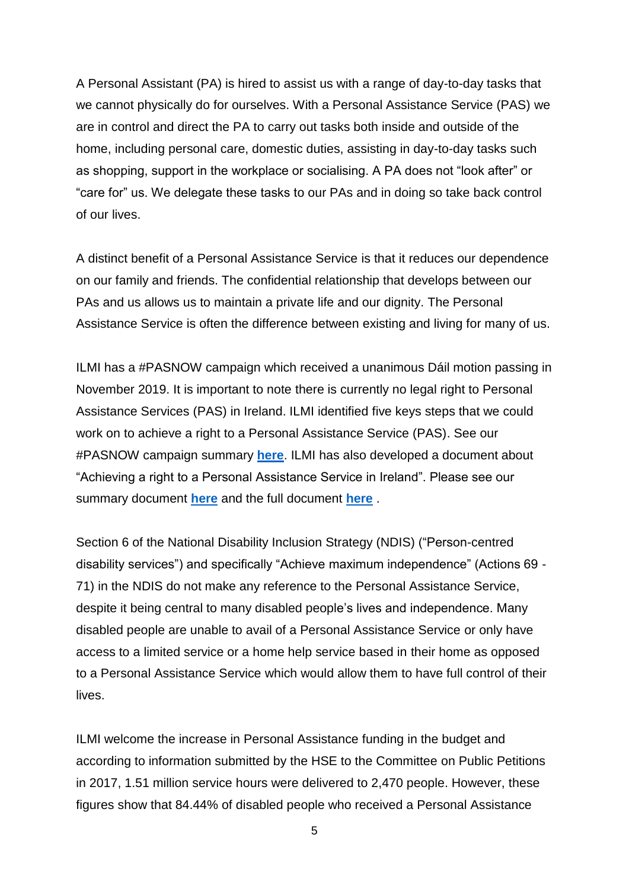A Personal Assistant (PA) is hired to assist us with a range of day-to-day tasks that we cannot physically do for ourselves. With a Personal Assistance Service (PAS) we are in control and direct the PA to carry out tasks both inside and outside of the home, including personal care, domestic duties, assisting in day-to-day tasks such as shopping, support in the workplace or socialising. A PA does not “look after” or “care for” us. We delegate these tasks to our PAs and in doing so take back control of our lives.

A distinct benefit of a Personal Assistance Service is that it reduces our dependence on our family and friends. The confidential relationship that develops between our PAs and us allows us to maintain a private life and our dignity. The Personal Assistance Service is often the difference between existing and living for many of us.

ILMI has a #PASNOW campaign which received a unanimous Dáil motion passing in November 2019. It is important to note there is currently no legal right to Personal Assistance Services (PAS) in Ireland. ILMI identified five keys steps that we could work on to achieve a right to a Personal Assistance Service (PAS). See our #PASNOW campaign summary **here**. ILMI has also developed a document about “Achieving a right to a Personal Assistance Service in Ireland”. Please see our summary document **here** and the full document **here** .

Section 6 of the National Disability Inclusion Strategy (NDIS) (“Person-centred disability services”) and specifically “Achieve maximum independence” (Actions 69 - 71) in the NDIS do not make any reference to the Personal Assistance Service, despite it being central to many disabled people’s lives and independence. Many disabled people are unable to avail of a Personal Assistance Service or only have access to a limited service or a home help service based in their home as opposed to a Personal Assistance Service which would allow them to have full control of their lives.

ILMI welcome the increase in Personal Assistance funding in the budget and according to information submitted by the HSE to the Committee on Public Petitions in 2017, 1.51 million service hours were delivered to 2,470 people. However, these figures show that 84.44% of disabled people who received a Personal Assistance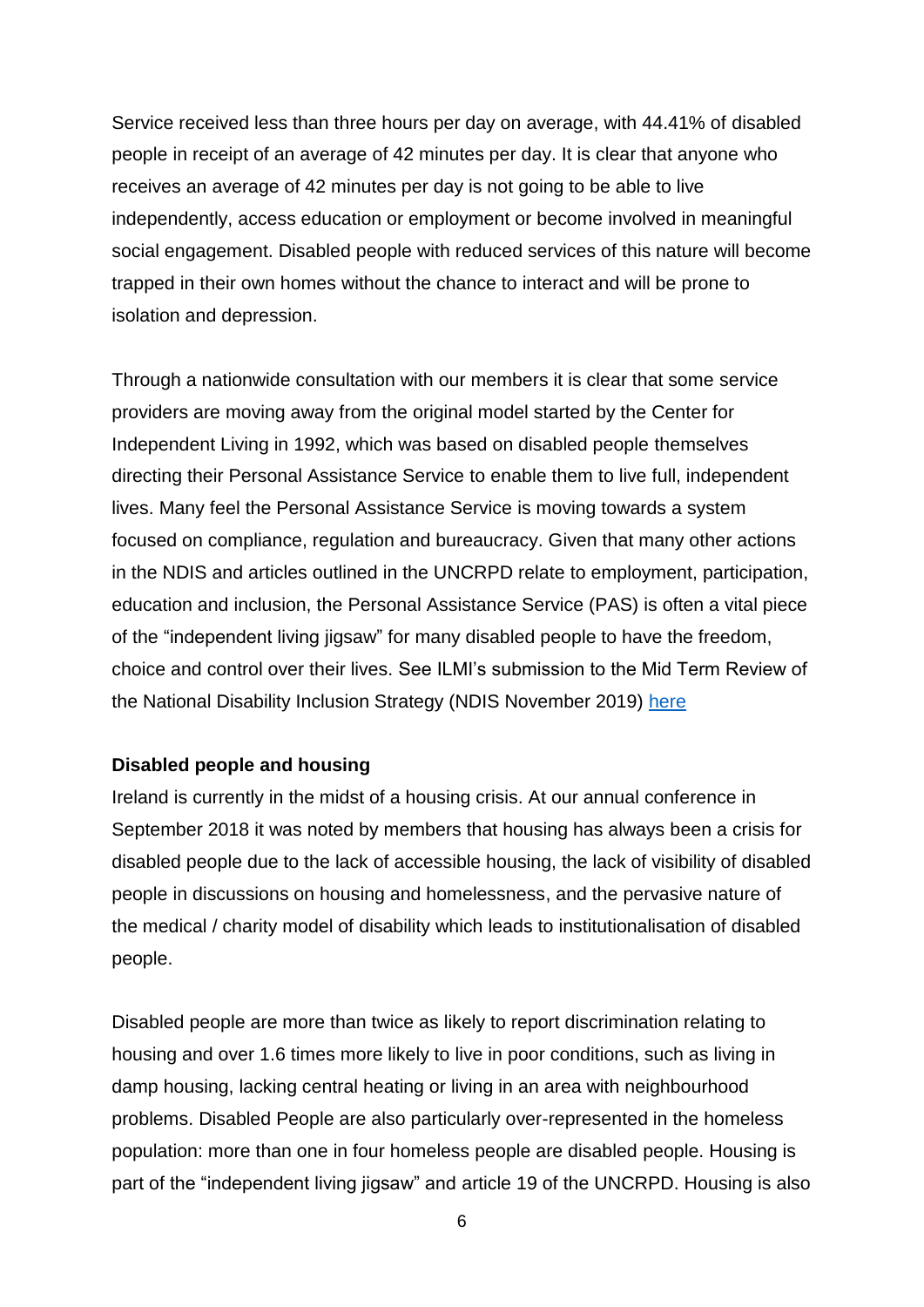Service received less than three hours per day on average, with 44.41% of disabled people in receipt of an average of 42 minutes per day. It is clear that anyone who receives an average of 42 minutes per day is not going to be able to live independently, access education or employment or become involved in meaningful social engagement. Disabled people with reduced services of this nature will become trapped in their own homes without the chance to interact and will be prone to isolation and depression.

Through a nationwide consultation with our members it is clear that some service providers are moving away from the original model started by the Center for Independent Living in 1992, which was based on disabled people themselves directing their Personal Assistance Service to enable them to live full, independent lives. Many feel the Personal Assistance Service is moving towards a system focused on compliance, regulation and bureaucracy. Given that many other actions in the NDIS and articles outlined in the UNCRPD relate to employment, participation, education and inclusion, the Personal Assistance Service (PAS) is often a vital piece of the "independent living jigsaw" for many disabled people to have the freedom, choice and control over their lives. See ILMI's submission to the Mid Term Review of the National Disability Inclusion Strategy (NDIS November 2019) [here]

**Disabled people and housing**

Ireland is currently in the midst of a housing crisis. At our annual conference in September 2018 it was noted by members that housing has always been a crisis for disabled people due to the lack of accessible housing, the lack of visibility of disabled people in discussions on housing and homelessness, and the pervasive nature of the medical / charity model of disability which leads to institutionalisation of disabled people.

Disabled people are more than twice as likely to report discrimination relating to housing and over 1.6 times more likely to live in poor conditions, such as living in damp housing, lacking central heating or living in an area with neighbourhood problems. Disabled People are also particularly over-represented in the homeless population: more than one in four homeless people are disabled people. Housing is part of the "independent living jigsaw" and article 19 of the UNCRPD. Housing is also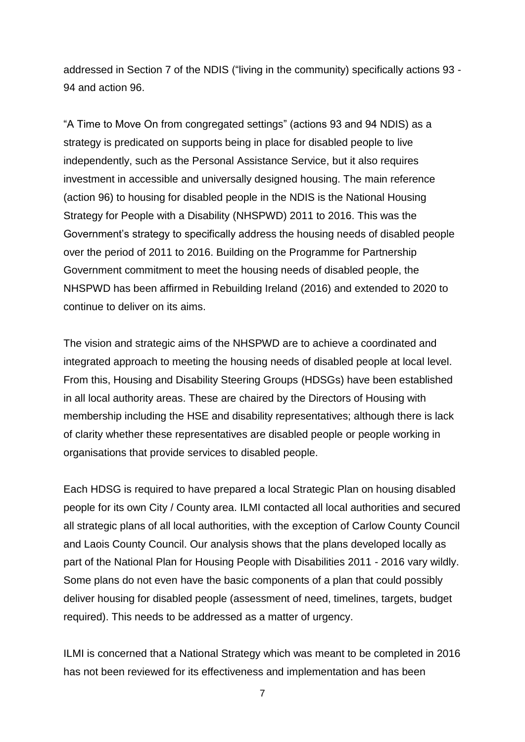addressed in Section 7 of the NDIS ("living in the community) specifically actions 93 - 94 and action 96.

"A Time to Move On from congregated settings" (actions 93 and 94 NDIS) as a strategy is predicated on supports being in place for disabled people to live independently, such as the Personal Assistance Service, but it also requires investment in accessible and universally designed housing. The main reference (action 96) to housing for disabled people in the NDIS is the National Housing Strategy for People with a Disability (NHSPWD) 2011 to 2016. This was the Government's strategy to specifically address the housing needs of disabled people over the period of 2011 to 2016. Building on the Programme for Partnership Government commitment to meet the housing needs of disabled people, the NHSPWD has been affirmed in Rebuilding Ireland (2016) and extended to 2020 to continue to deliver on its aims.

The vision and strategic aims of the NHSPWD are to achieve a coordinated and integrated approach to meeting the housing needs of disabled people at local level. From this, Housing and Disability Steering Groups (HDSGs) have been established in all local authority areas. These are chaired by the Directors of Housing with membership including the HSE and disability representatives; although there is lack of clarity whether these representatives are disabled people or people working in organisations that provide services to disabled people.

Each HDSG is required to have prepared a local Strategic Plan on housing disabled people for its own City / County area. ILMI contacted all local authorities and secured all strategic plans of all local authorities, with the exception of Carlow County Council and Laois County Council. Our analysis shows that the plans developed locally as part of the National Plan for Housing People with Disabilities 2011 - 2016 vary wildly. Some plans do not even have the basic components of a plan that could possibly deliver housing for disabled people (assessment of need, timelines, targets, budget required). This needs to be addressed as a matter of urgency.

ILMI is concerned that a National Strategy which was meant to be completed in 2016 has not been reviewed for its effectiveness and implementation and has been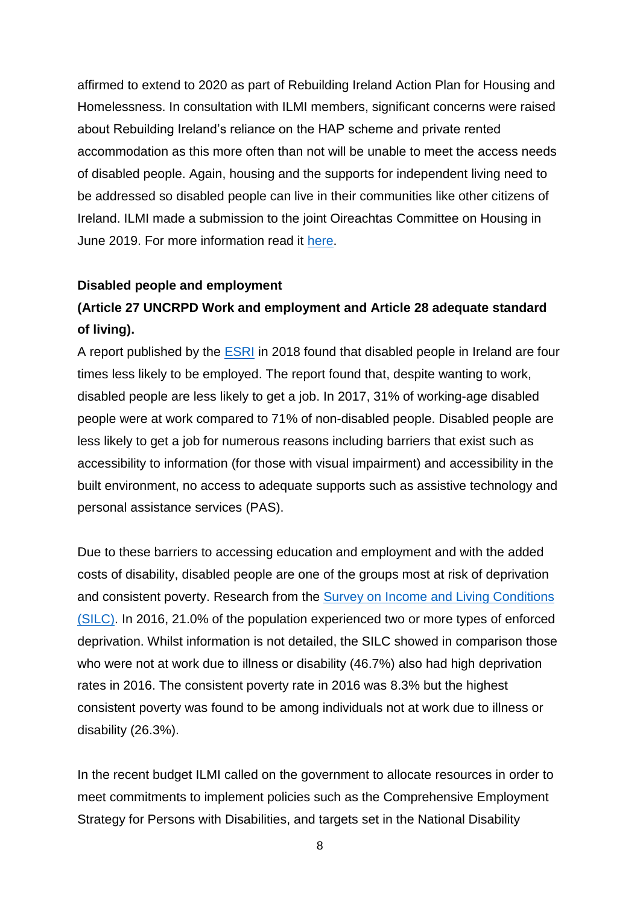affirmed to extend to 2020 as part of Rebuilding Ireland Action Plan for Housing and Homelessness. In consultation with ILMI members, significant concerns were raised about Rebuilding Ireland's reliance on the HAP scheme and private rented accommodation as this more often than not will be unable to meet the access needs of disabled people. Again, housing and the supports for independent living need to be addressed so disabled people can live in their communities like other citizens of Ireland. ILMI made a submission to the joint Oireachtas Committee on Housing in June 2019. For more information read it here.

**Disabled people and employment**

**(Article 27 UNCRPD Work and employment and Article 28 adequate standard of living).**

A report published by the ESRI in 2018 found that disabled people in Ireland are four times less likely to be employed. The report found that, despite wanting to work, disabled people are less likely to get a job. In 2017, 31% of working-age disabled people were at work compared to 71% of non-disabled people. Disabled people are less likely to get a job for numerous reasons including barriers that exist such as accessibility to information (for those with visual impairment) and accessibility in the built environment, no access to adequate supports such as assistive technology and personal assistance services (PAS).

Due to these barriers to accessing education and employment and with the added costs of disability, disabled people are one of the groups most at risk of deprivation and consistent poverty. Research from the Survey on Income and Living Conditions (SILC). In 2016, 21.0% of the population experienced two or more types of enforced deprivation. Whilst information is not detailed, the SILC showed in comparison those who were not at work due to illness or disability (46.7%) also had high deprivation rates in 2016. The consistent poverty rate in 2016 was 8.3% but the highest consistent poverty was found to be among individuals not at work due to illness or disability (26.3%).

In the recent budget ILMI called on the government to allocate resources in order to meet commitments to implement policies such as the Comprehensive Employment Strategy for Persons with Disabilities, and targets set in the National Disability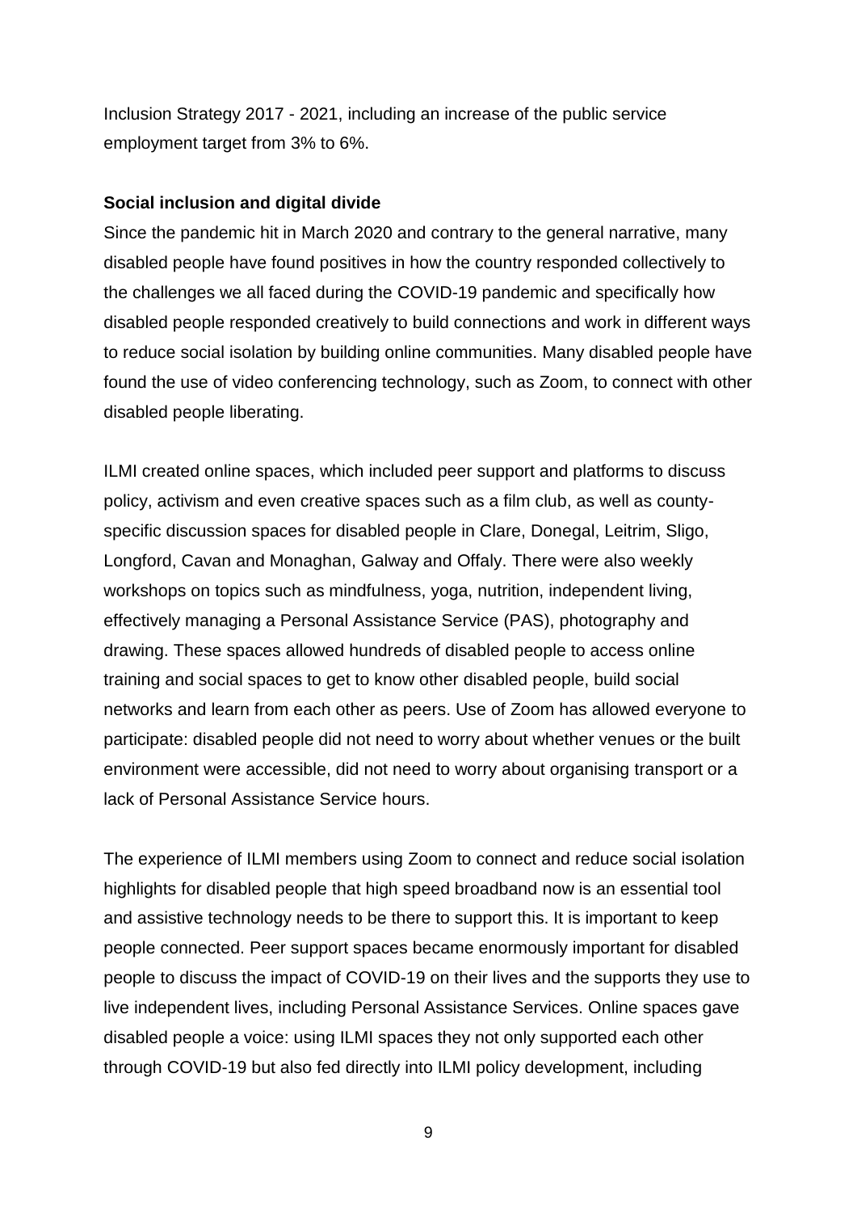Inclusion Strategy 2017 - 2021, including an increase of the public service employment target from 3% to 6%.

**Social inclusion and digital divide**

Since the pandemic hit in March 2020 and contrary to the general narrative, many disabled people have found positives in how the country responded collectively to the challenges we all faced during the COVID-19 pandemic and specifically how disabled people responded creatively to build connections and work in different ways to reduce social isolation by building online communities. Many disabled people have found the use of video conferencing technology, such as Zoom, to connect with other disabled people liberating.

ILMI created online spaces, which included peer support and platforms to discuss policy, activism and even creative spaces such as a film club, as well as county-specific discussion spaces for disabled people in Clare, Donegal, Leitrim, Sligo, Longford, Cavan and Monaghan, Galway and Offaly. There were also weekly workshops on topics such as mindfulness, yoga, nutrition, independent living, effectively managing a Personal Assistance Service (PAS), photography and drawing. These spaces allowed hundreds of disabled people to access online training and social spaces to get to know other disabled people, build social networks and learn from each other as peers. Use of Zoom has allowed everyone to participate: disabled people did not need to worry about whether venues or the built environment were accessible, did not need to worry about organising transport or a lack of Personal Assistance Service hours.

The experience of ILMI members using Zoom to connect and reduce social isolation highlights for disabled people that high speed broadband now is an essential tool and assistive technology needs to be there to support this. It is important to keep people connected. Peer support spaces became enormously important for disabled people to discuss the impact of COVID-19 on their lives and the supports they use to live independent lives, including Personal Assistance Services. Online spaces gave disabled people a voice: using ILMI spaces they not only supported each other through COVID-19 but also fed directly into ILMI policy development, including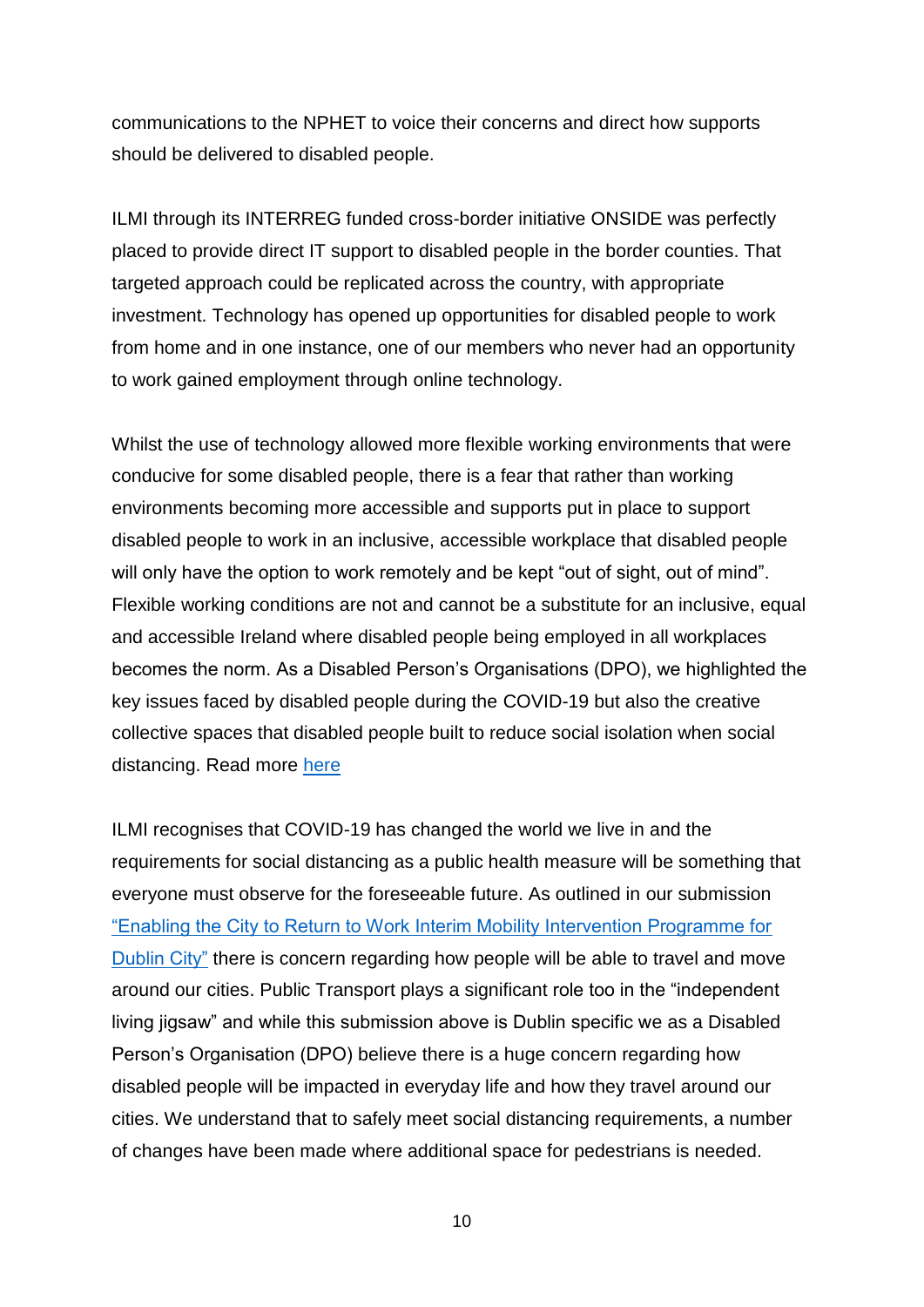communications to the NPHET to voice their concerns and direct how supports should be delivered to disabled people.

ILMI through its INTERREG funded cross-border initiative ONSIDE was perfectly placed to provide direct IT support to disabled people in the border counties. That targeted approach could be replicated across the country, with appropriate investment. Technology has opened up opportunities for disabled people to work from home and in one instance, one of our members who never had an opportunity to work gained employment through online technology.

Whilst the use of technology allowed more flexible working environments that were conducive for some disabled people, there is a fear that rather than working environments becoming more accessible and supports put in place to support disabled people to work in an inclusive, accessible workplace that disabled people will only have the option to work remotely and be kept "out of sight, out of mind". Flexible working conditions are not and cannot be a substitute for an inclusive, equal and accessible Ireland where disabled people being employed in all workplaces becomes the norm. As a Disabled Person's Organisations (DPO), we highlighted the key issues faced by disabled people during the COVID-19 but also the creative collective spaces that disabled people built to reduce social isolation when social distancing. Read more here

ILMI recognises that COVID-19 has changed the world we live in and the requirements for social distancing as a public health measure will be something that everyone must observe for the foreseeable future. As outlined in our submission "Enabling the City to Return to Work Interim Mobility Intervention Programme for Dublin City" there is concern regarding how people will be able to travel and move around our cities. Public Transport plays a significant role too in the "independent living jigsaw" and while this submission above is Dublin specific we as a Disabled Person's Organisation (DPO) believe there is a huge concern regarding how disabled people will be impacted in everyday life and how they travel around our cities. We understand that to safely meet social distancing requirements, a number of changes have been made where additional space for pedestrians is needed.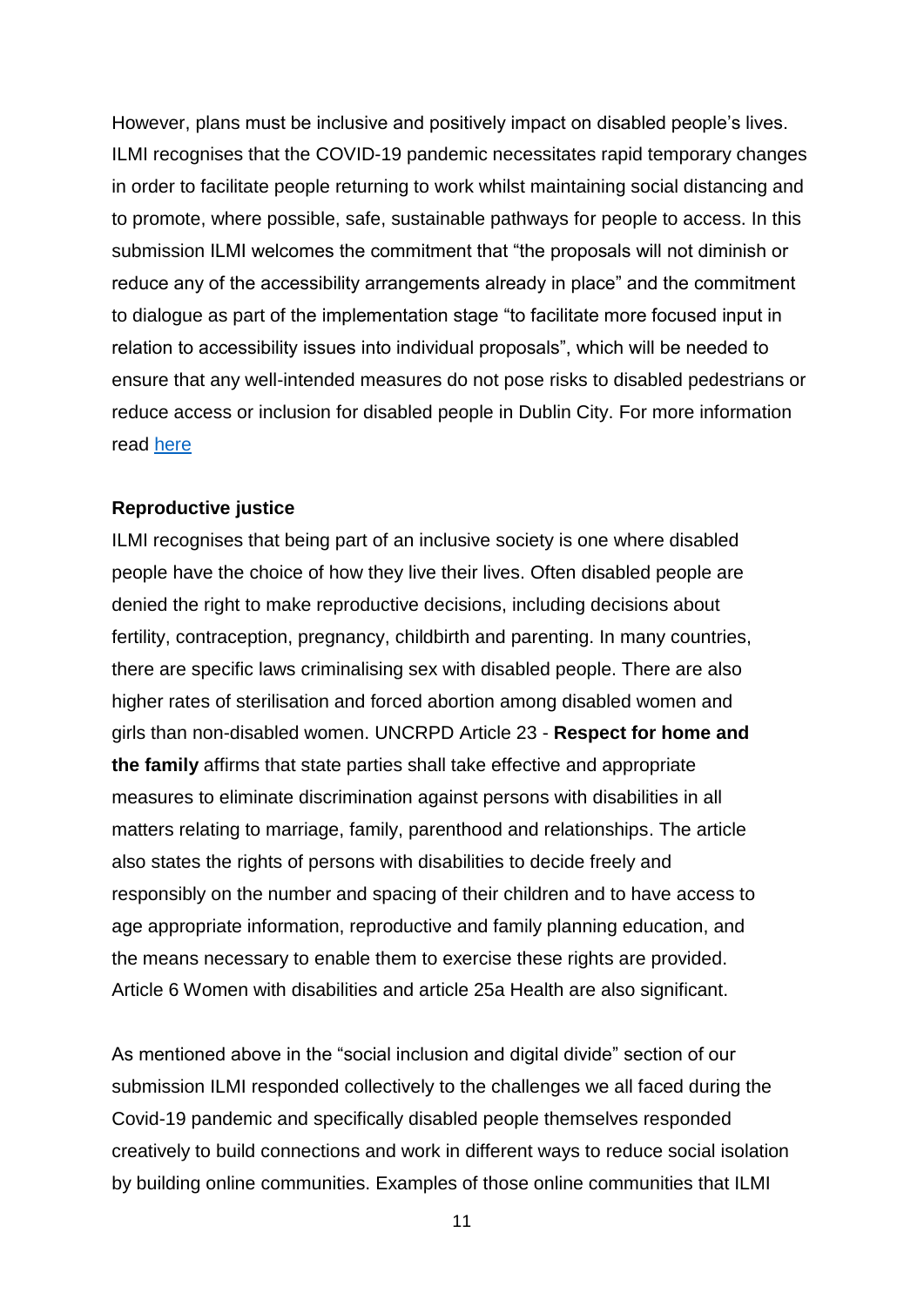However, plans must be inclusive and positively impact on disabled people's lives. ILMI recognises that the COVID-19 pandemic necessitates rapid temporary changes in order to facilitate people returning to work whilst maintaining social distancing and to promote, where possible, safe, sustainable pathways for people to access. In this submission ILMI welcomes the commitment that "the proposals will not diminish or reduce any of the accessibility arrangements already in place" and the commitment to dialogue as part of the implementation stage "to facilitate more focused input in relation to accessibility issues into individual proposals", which will be needed to ensure that any well-intended measures do not pose risks to disabled pedestrians or reduce access or inclusion for disabled people in Dublin City. For more information read [here]

**Reproductive justice**

ILMI recognises that being part of an inclusive society is one where disabled people have the choice of how they live their lives. Often disabled people are denied the right to make reproductive decisions, including decisions about fertility, contraception, pregnancy, childbirth and parenting. In many countries, there are specific laws criminalising sex with disabled people. There are also higher rates of sterilisation and forced abortion among disabled women and girls than non-disabled women. UNCRPD Article 23 - **Respect for home and the family** affirms that state parties shall take effective and appropriate measures to eliminate discrimination against persons with disabilities in all matters relating to marriage, family, parenthood and relationships. The article also states the rights of persons with disabilities to decide freely and responsibly on the number and spacing of their children and to have access to age appropriate information, reproductive and family planning education, and the means necessary to enable them to exercise these rights are provided. Article 6 Women with disabilities and article 25a Health are also significant.

As mentioned above in the "social inclusion and digital divide" section of our submission ILMI responded collectively to the challenges we all faced during the Covid-19 pandemic and specifically disabled people themselves responded creatively to build connections and work in different ways to reduce social isolation by building online communities. Examples of those online communities that ILMI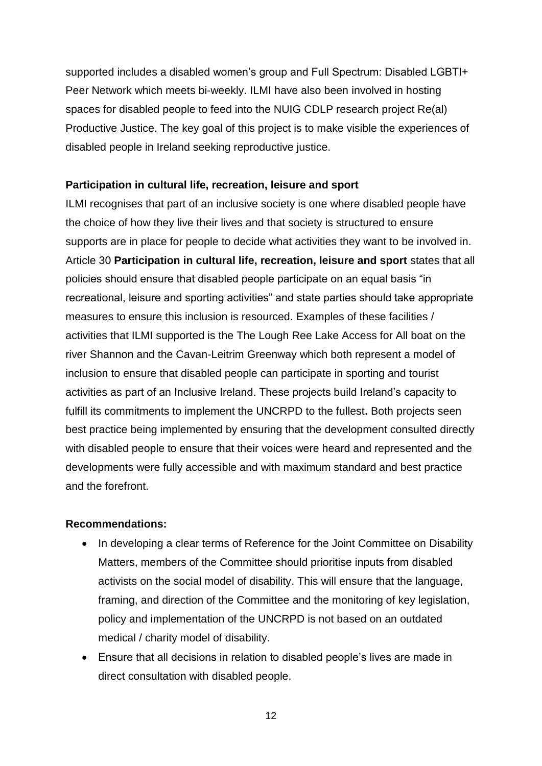supported includes a disabled women's group and Full Spectrum: Disabled LGBTI+ Peer Network which meets bi-weekly. ILMI have also been involved in hosting spaces for disabled people to feed into the NUIG CDLP research project Re(al) Productive Justice. The key goal of this project is to make visible the experiences of disabled people in Ireland seeking reproductive justice.

**Participation in cultural life, recreation, leisure and sport**

ILMI recognises that part of an inclusive society is one where disabled people have the choice of how they live their lives and that society is structured to ensure supports are in place for people to decide what activities they want to be involved in. Article 30 **Participation in cultural life, recreation, leisure and sport** states that all policies should ensure that disabled people participate on an equal basis "in recreational, leisure and sporting activities" and state parties should take appropriate measures to ensure this inclusion is resourced. Examples of these facilities / activities that ILMI supported is the The Lough Ree Lake Access for All boat on the river Shannon and the Cavan-Leitrim Greenway which both represent a model of inclusion to ensure that disabled people can participate in sporting and tourist activities as part of an Inclusive Ireland. These projects build Ireland's capacity to fulfill its commitments to implement the UNCRPD to the fullest**.** Both projects seen best practice being implemented by ensuring that the development consulted directly with disabled people to ensure that their voices were heard and represented and the developments were fully accessible and with maximum standard and best practice and the forefront.

**Recommendations:**

- In developing a clear terms of Reference for the Joint Committee on Disability Matters, members of the Committee should prioritise inputs from disabled activists on the social model of disability. This will ensure that the language, framing, and direction of the Committee and the monitoring of key legislation, policy and implementation of the UNCRPD is not based on an outdated medical / charity model of disability.
- Ensure that all decisions in relation to disabled people's lives are made in direct consultation with disabled people.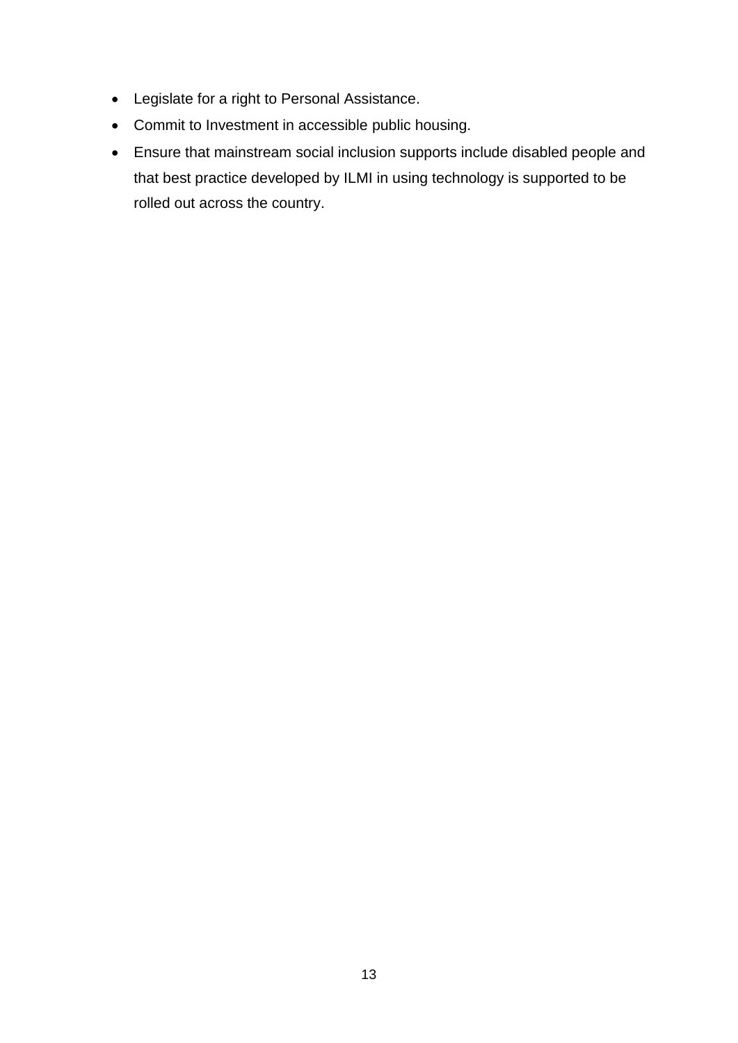- Legislate for a right to Personal Assistance.
- Commit to Investment in accessible public housing.
- Ensure that mainstream social inclusion supports include disabled people and that best practice developed by ILMI in using technology is supported to be rolled out across the country.